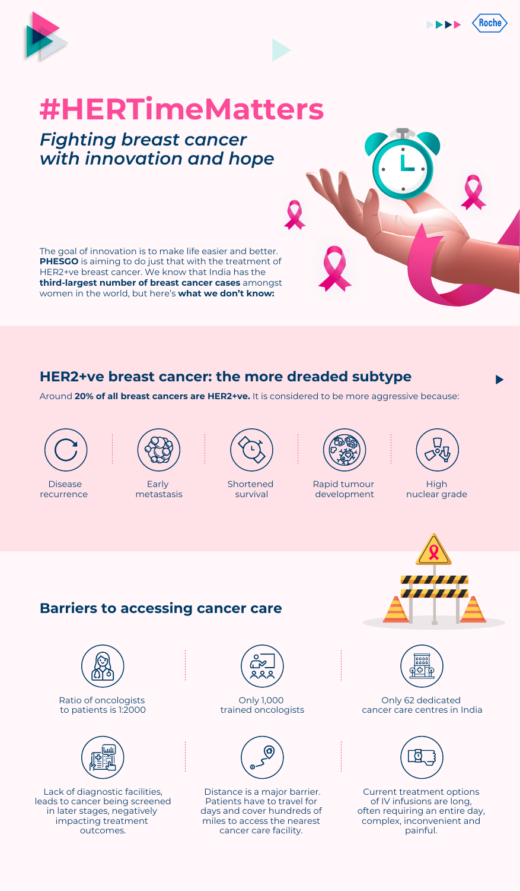# #HERTimeMatters

## *Fighting breast cancer with innovation and hope*

The goal of innovation is to make life easier and better. **PHESGO** is aiming to do just that with the treatment of HER2+ve breast cancer. We know that India has the **third-largest number of breast cancer cases** amongst women in the world, but here's **what we don't know:**

## HER2+ve breast cancer: the more dreaded subtype

Around **20% of all breast cancers are HER2+ve.** It is considered to be more aggressive because:

- Disease recurrence
- Early metastasis
- Shortened survival
- Rapid tumour development
- High nuclear grade

## Barriers to accessing cancer care

- Ratio of oncologists to patients is 1:2000
- Only 1,000 trained oncologists
- Only 62 dedicated cancer care centres in India
- Lack of diagnostic facilities, leads to cancer being screened in later stages, negatively impacting treatment outcomes.
- Distance is a major barrier. Patients have to travel for days and cover hundreds of miles to access the nearest cancer care facility.
- Current treatment options of IV infusions are long, often requiring an entire day, complex, inconvenient and painful.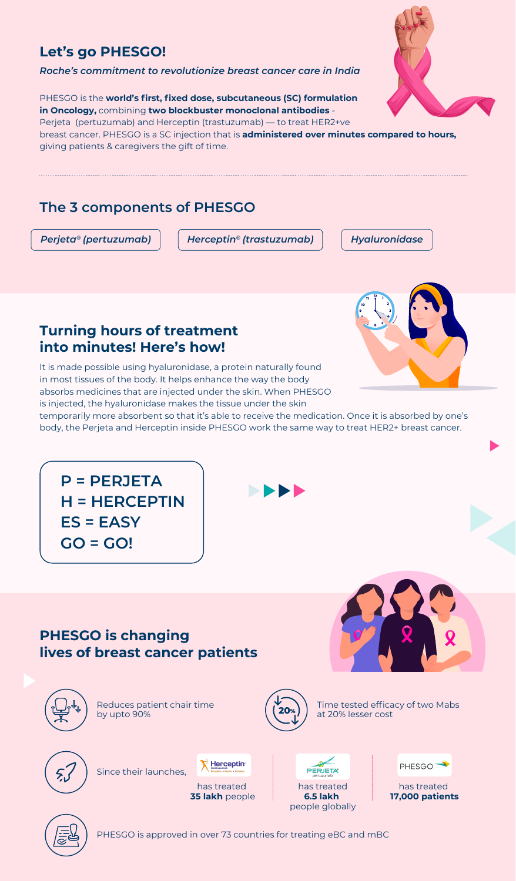## Let's go PHESGO!

***Roche's commitment to revolutionize breast cancer care in India***

PHESGO is the **world's first, fixed dose, subcutaneous (SC) formulation in Oncology,** combining **two blockbuster monoclonal antibodies** - Perjeta (pertuzumab) and Herceptin (trastuzumab) — to treat HER2+ve breast cancer. PHESGO is a SC injection that is **administered over minutes compared to hours,** giving patients & caregivers the gift of time.

## The 3 components of PHESGO

*Perjeta® (pertuzumab)* | *Herceptin® (trastuzumab)* | *Hyaluronidase*

## Turning hours of treatment into minutes! Here's how!

It is made possible using hyaluronidase, a protein naturally found in most tissues of the body. It helps enhance the way the body absorbs medicines that are injected under the skin. When PHESGO is injected, the hyaluronidase makes the tissue under the skin temporarily more absorbent so that it's able to receive the medication. Once it is absorbed by one's body, the Perjeta and Herceptin inside PHESGO work the same way to treat HER2+ breast cancer.

**P = PERJETA**
**H = HERCEPTIN**
**ES = EASY**
**GO = GO!**

## PHESGO is changing lives of breast cancer patients

- Reduces patient chair time by upto 90%
- Time tested efficacy of two Mabs at 20% lesser cost
- Since their launches, Herceptin has treated **35 lakh** people; Perjeta has treated **6.5 lakh** people globally; PHESGO has treated **17,000 patients**
- PHESGO is approved in over 73 countries for treating eBC and mBC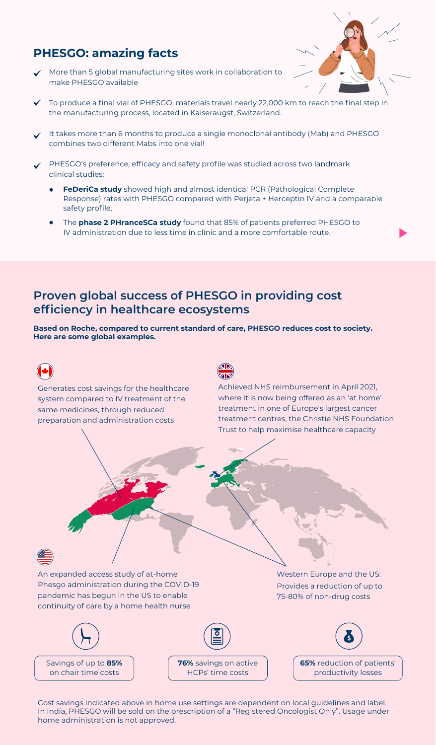## PHESGO: amazing facts

- More than 5 global manufacturing sites work in collaboration to make PHESGO available
- To produce a final vial of PHESGO, materials travel nearly 22,000 km to reach the final step in the manufacturing process, located in Kaiseraugst, Switzerland.
- It takes more than 6 months to produce a single monoclonal antibody (Mab) and PHESGO combines two different Mabs into one vial!
- PHESGO's preference, efficacy and safety profile was studied across two landmark clinical studies:
  - **FeDeriCa study** showed high and almost identical PCR (Pathological Complete Response) rates with PHESGO compared with Perjeta + Herceptin IV and a comparable safety profile.
  - The **phase 2 PHranceSCa study** found that 85% of patients preferred PHESGO to IV administration due to less time in clinic and a more comfortable route.

## Proven global success of PHESGO in providing cost efficiency in healthcare ecosystems

**Based on Roche, compared to current standard of care, PHESGO reduces cost to society. Here are some global examples.**

Generates cost savings for the healthcare system compared to IV treatment of the same medicines, through reduced preparation and administration costs

Achieved NHS reimbursement in April 2021, where it is now being offered as an 'at home' treatment in one of Europe's largest cancer treatment centres, the Christie NHS Foundation Trust to help maximise healthcare capacity

An expanded access study of at-home Phesgo administration during the COVID-19 pandemic has begun in the US to enable continuity of care by a home health nurse

Western Europe and the US: Provides a reduction of up to 75-80% of non-drug costs

Savings of up to **85%** on chair time costs

**76%** savings on active HCPs' time costs

**65%** reduction of patients' productivity losses

Cost savings indicated above in home use settings are dependent on local guidelines and label. In India, PHESGO will be sold on the prescription of a "Registered Oncologist Only". Usage under home administration is not approved.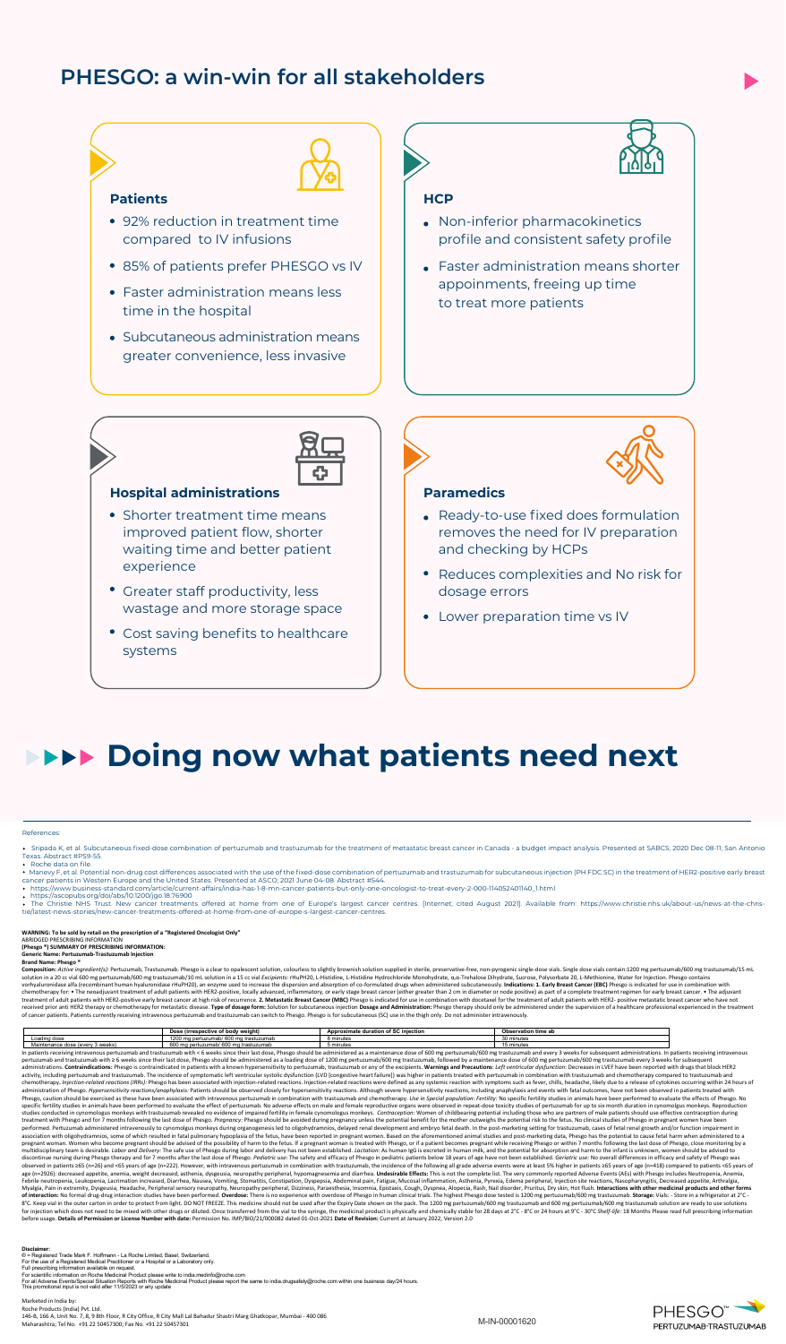# PHESGO: a win-win for all stakeholders

### Patients

- 92% reduction in treatment time compared to IV infusions
- 85% of patients prefer PHESGO vs IV
- Faster administration means less time in the hospital
- Subcutaneous administration means greater convenience, less invasive

### HCP

- Non-inferior pharmacokinetics profile and consistent safety profile
- Faster administration means shorter appoinments, freeing up time to treat more patients

### Hospital administrations

- Shorter treatment time means improved patient flow, shorter waiting time and better patient experience
- Greater staff productivity, less wastage and more storage space
- Cost saving benefits to healthcare systems

### Paramedics

- Ready-to-use fixed does formulation removes the need for IV preparation and checking by HCPs
- Reduces complexities and No risk for dosage errors
- Lower preparation time vs IV

# Doing now what patients need next

References:

- Sripada K, et al. Subcutaneous fixed-dose combination of pertuzumab and trastuzumab for the treatment of metastatic breast cancer in Canada - a budget impact analysis. Presented at SABCS; 2020 Dec 08-11; San Antonio Texas. Abstract #PS9-55.
- Roche data on file.
- Manevy F, et al. Potential non-drug cost differences associated with the use of the fixed-dose combination of pertuzumab and trastuzumab for subcutaneous injection (PH FDC SC) in the treatment of HER2-positive early breast cancer patients in Western Europe and the United States. Presented at ASCO; 2021 June 04-08. Abstract #544.
- https://www.business-standard.com/article/current-affairs/india-has-1-8-mn-cancer-patients-but-only-one-oncologist-to-treat-every-2-000-114052401140_1.html
- https://ascopubs.org/doi/abs/10.1200/jgo.18.76900
- The Christie NHS Trust. New cancer treatments offered at home from one of Europe's largest cancer centres. [Internet; cited August 2021]. Available from: https://www.christie.nhs.uk/about-us/news-at-the-christie/latest-news-stories/new-cancer-treatments-offered-at-home-from-one-of-europe-s-largest-cancer-centres.

**WARNING: To be sold by retail on the prescription of a "Registered Oncologist Only"**
ABRIDGED PRESCRIBING INFORMATION
**(Phesgo ®) SUMMARY OF PRESCRIBING INFORMATION:**
**Generic Name: Pertuzumab-Trastuzumab Injection**
**Brand Name: Phesgo ®**

**Composition:** *Active ingredient(s):* Pertuzumab, Trastuzumab. Phesgo is a clear to opalescent solution, colourless to slightly brownish solution supplied in sterile, preservative-free, non-pyrogenic single-dose vials. Single dose vials contain:1200 mg pertuzumab/600 mg trastuzumab/15 mL solution in a 20 cc vial 600 mg pertuzumab/600 mg trastuzumab/10 mL solution in a 15 cc vial *Excipients:* rHuPH20, L-Histidine, L-Histidine Hydrochloride Monohydrate, α,α-Trehalose Dihydrate, Sucrose, Polysorbate 20, L-Methionine, Water for Injection. Phesgo contains vorhyaluronidase alfa (recombinant human hyaluronidase rHuPH20), an enzyme used to increase the dispersion and absorption of co-formulated drugs when administered subcutaneously. **Indications: 1. Early Breast Cancer (EBC)** Phesgo is indicated for use in combination with chemotherapy for: • The neoadjuvant treatment of adult patients with HER2-positive, locally advanced, inflammatory, or early stage breast cancer (either greater than 2 cm in diameter or node positive) as part of a complete treatment regimen for early breast cancer. • The adjuvant treatment of adult patients with HER2-positive early breast cancer at high risk of recurrence. **2. Metastatic Breast Cancer (MBC)** Phesgo is indicated for use in combination with docetaxel for the treatment of adult patients with HER2- positive metastatic breast cancer who have not received prior anti HER2 therapy or chemotherapy for metastatic disease. **Type of dosage form:** Solution for subcutaneous injection **Dosage and Administration:** Phesgo therapy should only be administered under the supervision of a healthcare professional experienced in the treatment of cancer patients. Patients currently receiving intravenous pertuzumab and trastuzumab can switch to Phesgo. Phesgo is for subcutaneous (SC) use in the thigh only. Do not administer intravenously.

| | Dose (irrespective of body weight) | Approximate duration of SC injection | Observation time ab |
|---|---|---|---|
| Loading dose | 1200 mg pertuzumab/ 600 mg trastuzumab | 8 minutes | 30 minutes |
| Maintenance dose (every 3 weeks) | 600 mg pertuzumab/ 600 mg trastuzumab | 5 minutes | 15 minutes |

In patients receiving intravenous pertuzumab and trastuzumab with < 6 weeks since their last dose, Phesgo should be administered as a maintenance dose of 600 mg pertuzumab/600 mg trastuzumab and every 3 weeks for subsequent administrations. In patients receiving intravenous pertuzumab and trastuzumab with ≥ 6 weeks since their last dose, Phesgo should be administered as a loading dose of 1200 mg pertuzumab/600 mg trastuzumab, followed by a maintenance dose of 600 mg pertuzumab/600 mg trastuzumab every 3 weeks for subsequent administrations. **Contraindications:** Phesgo is contraindicated in patients with a known hypersensitivity to pertuzumab, trastuzumab or any of the excipients. **Warnings and Precautions:** *Left ventricular dysfunction:* Decreases in LVEF have been reported with drugs that block HER2 activity, including pertuzumab and trastuzumab. The incidence of symptomatic left ventricular systolic dysfunction (LVD [congestive heart failure]) was higher in patients treated with pertuzumab in combination with trastuzumab and chemotherapy compared to trastuzumab and chemotherapy. *Injection-related reactions (IRRs):* Phesgo has been associated with injection-related reactions. Injection-related reactions were defined as any systemic reaction with symptoms such as fever, chills, headache, likely due to a release of cytokines occurring within 24 hours of administration of Phesgo. *Hypersensitivity reactions/anaphylaxis:* Patients should be observed closely for hypersensitivity reactions. Although severe hypersensitivity reactions, including anaphylaxis and events with fatal outcomes, have not been observed in patients treated with Phesgo, caution should be exercised as these have been associated with intravenous pertuzumab in combination with trastuzumab and chemotherapy. *Use in Special population: Fertility:* No specific fertility studies in animals have been performed to evaluate the effects of Phesgo. No specific fertility studies in animals have been performed to evaluate the effect of pertuzumab. No adverse effects on male and female reproductive organs were observed in repeat-dose toxicity studies of pertuzumab for up to six month duration in cynomolgus monkeys. Reproduction studies conducted in cynomolgus monkeys with trastuzumab revealed no evidence of impaired fertility in female cynomolgus monkeys. *Contraception:* Women of childbearing potential including those who are partners of male patients should use effective contraception during treatment with Phesgo and for 7 months following the last dose of Phesgo. *Pregnancy:* Phesgo should be avoided during pregnancy unless the potential benefit for the mother outweighs the potential risk to the fetus. No clinical studies of Phesgo in pregnant women have been performed. Pertuzumab administered intravenously to cynomolgus monkeys during organogenesis led to oligohydramnios, delayed renal development and embryo-fetal death. In the post-marketing setting for trastuzumab, cases of fetal renal growth and/or function impairment in association with oligohydramnios, some of which resulted in fatal pulmonary hypoplasia of the fetus, have been reported in pregnant women. Based on the aforementioned animal studies and post-marketing data, Phesgo has the potential to cause fetal harm when administered to a pregnant woman. Women who become pregnant should be advised of the possibility of harm to the fetus. If a pregnant woman is treated with Phesgo, or if a patient becomes pregnant while receiving Phesgo or within 7 months following the last dose of Phesgo, close monitoring by a multidisciplinary team is desirable. *Labor and Delivery:* The safe use of Phesgo during labor and delivery has not been established. *Lactation:* As human IgG is excreted in human milk, and the potential for absorption and harm to the infant is unknown, women should be advised to discontinue nursing during Phesgo therapy and for 7 months after the last dose of Phesgo. *Pediatric use:* The safety and efficacy of Phesgo in pediatric patients below 18 years of age have not been established. *Geriatric use:* No overall differences in efficacy and safety of Phesgo was observed in patients ≥65 (n=26) and <65 years of age (n=222). However, with intravenous pertuzumab in combination with trastuzumab, the incidence of the following all grade adverse events were at least 5% higher in patients ≥65 years of age (n=418) compared to patients <65 years of age (n=2926): decreased appetite, anemia, weight decreased, asthenia, dysgeusia, neuropathy peripheral, hypomagnesemia and diarrhea. **Undesirable Effects:** This is not the complete list. The very commonly reported Adverse Events (AEs) with Phesgo includes Neutropenia, Anemia, Febrile neutropenia, Leukopenia, Lacrimation increased, Diarrhea, Nausea, Vomiting, Stomatitis, Constipation, Dyspepsia, Abdominal pain, Fatigue, Mucosal inflammation, Asthenia, Pyrexia, Edema peripheral, Injection site reactions, Nasopharyngitis, Decreased appetite, Arthralgia, Myalgia, Pain in extremity, Dysgeusia, Headache, Peripheral sensory neuropathy, Neuropathy peripheral, Dizziness, Paraesthesia, Insomnia, Epistaxis, Cough, Dyspnea, Alopecia, Rash, Nail disorder, Pruritus, Dry skin, Hot flush. **Interactions with other medicinal products and other forms of interaction:** No formal drug-drug interaction studies have been performed. **Overdose:** There is no experience with overdose of Phesgo in human clinical trials. The highest Phesgo dose tested is 1200 mg pertuzumab/600 mg trastuzumab. **Storage:** Vials: - Store in a refrigerator at 2°C - 8°C. Keep vial in the outer carton in order to protect from light. DO NOT FREEZE. This medicine should not be used after the Expiry Date shown on the pack. The 1200 mg pertuzumab/600 mg trastuzumab and 600 mg pertuzumab/600 mg trastuzumab solution are ready to use solutions for injection which does not need to be mixed with other drugs or diluted. Once transferred from the vial to the syringe, the medicinal product is physically and chemically stable for 28 days at 2°C - 8°C or 24 hours at 9°C - 30°C *Shelf-life:* 18 Months Please read full prescribing information before usage. **Details of Permission or License Number with date:** Permission No. IMP/BIO/21/000082 dated 01-Oct-2021 **Date of Revision:** Current at January 2022, Version 2.0

**Disclaimer:**
® = Registered Trade Mark F. Hoffmann - La Roche Limited, Basel, Switzerland.
For the use of a Registered Medical Practitioner or a Hospital or a Laboratory only.
Full prescribing information available on request.
For scientific information on Roche Medicinal Product please write to india.medinfo@roche.com
For all Adverse Events/Special Situation Reports with Roche Medicinal Product please report the same to india.drugsafety@roche.com within one business day/24 hours.
This promotional input is not valid after 11/5/2023 or any update

Marketed in India by:
Roche Products (India) Pvt. Ltd.
146-B, 166 A, Unit No. 7, 8, 9 8th Floor, R City Office, R City Mall Lal Bahadur Shastri Marg Ghatkopar, Mumbai - 400 086
Maharashtra; Tel No. +91 22 50457300; Fax No. +91 22 50457301

M-IN-00001620

PHESGO™
PERTUZUMAB-TRASTUZUMAB